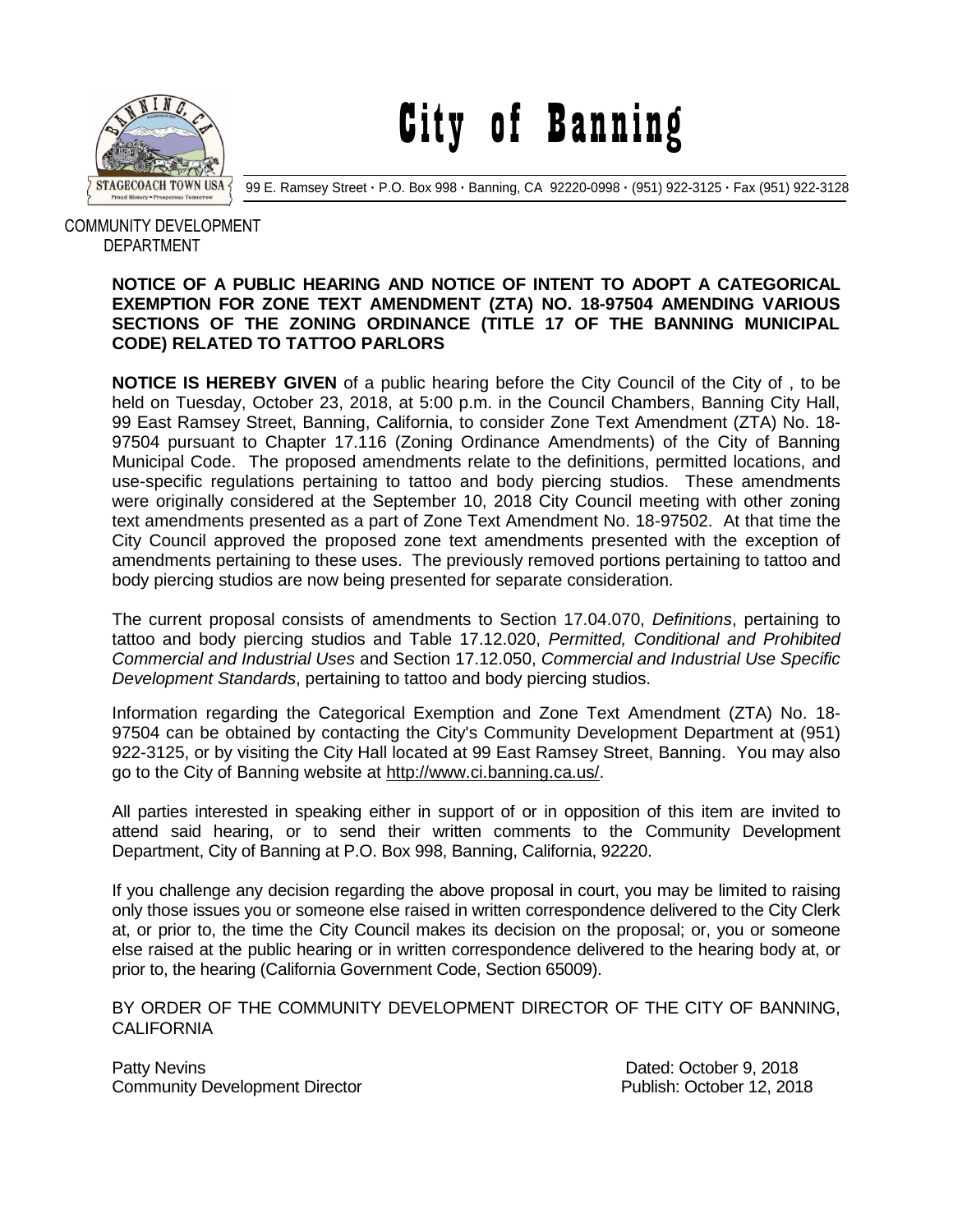# City of Banning

99 E. Ramsey Street · P.O. Box 998 · Banning, CA 92220-0998 · (951) 922-3125 · Fax (951) 922-3128

COMMUNITY DEVELOPMENT DEPARTMENT

**NOTICE OF A PUBLIC HEARING AND NOTICE OF INTENT TO ADOPT A CATEGORICAL EXEMPTION FOR ZONE TEXT AMENDMENT (ZTA) NO. 18-97504 AMENDING VARIOUS SECTIONS OF THE ZONING ORDINANCE (TITLE 17 OF THE BANNING MUNICIPAL CODE) RELATED TO TATTOO PARLORS**

**NOTICE IS HEREBY GIVEN** of a public hearing before the City Council of the City of , to be held on Tuesday, October 23, 2018, at 5:00 p.m. in the Council Chambers, Banning City Hall, 99 East Ramsey Street, Banning, California, to consider Zone Text Amendment (ZTA) No. 18-97504 pursuant to Chapter 17.116 (Zoning Ordinance Amendments) of the City of Banning Municipal Code. The proposed amendments relate to the definitions, permitted locations, and use-specific regulations pertaining to tattoo and body piercing studios. These amendments were originally considered at the September 10, 2018 City Council meeting with other zoning text amendments presented as a part of Zone Text Amendment No. 18-97502. At that time the City Council approved the proposed zone text amendments presented with the exception of amendments pertaining to these uses. The previously removed portions pertaining to tattoo and body piercing studios are now being presented for separate consideration.

The current proposal consists of amendments to Section 17.04.070, *Definitions*, pertaining to tattoo and body piercing studios and Table 17.12.020, *Permitted, Conditional and Prohibited Commercial and Industrial Uses* and Section 17.12.050, *Commercial and Industrial Use Specific Development Standards*, pertaining to tattoo and body piercing studios.

Information regarding the Categorical Exemption and Zone Text Amendment (ZTA) No. 18-97504 can be obtained by contacting the City's Community Development Department at (951) 922-3125, or by visiting the City Hall located at 99 East Ramsey Street, Banning. You may also go to the City of Banning website at http://www.ci.banning.ca.us/.

All parties interested in speaking either in support of or in opposition of this item are invited to attend said hearing, or to send their written comments to the Community Development Department, City of Banning at P.O. Box 998, Banning, California, 92220.

If you challenge any decision regarding the above proposal in court, you may be limited to raising only those issues you or someone else raised in written correspondence delivered to the City Clerk at, or prior to, the time the City Council makes its decision on the proposal; or, you or someone else raised at the public hearing or in written correspondence delivered to the hearing body at, or prior to, the hearing (California Government Code, Section 65009).

BY ORDER OF THE COMMUNITY DEVELOPMENT DIRECTOR OF THE CITY OF BANNING, CALIFORNIA

Patty Nevins
Community Development Director

Dated: October 9, 2018
Publish: October 12, 2018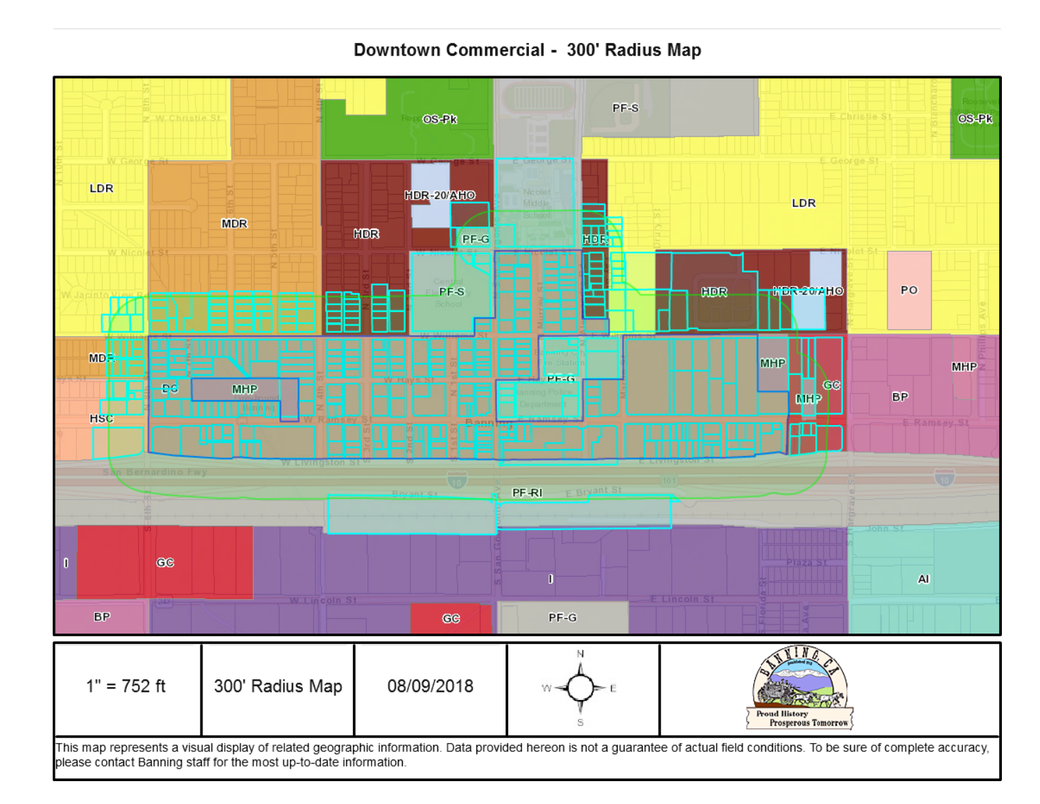## Downtown Commercial - 300' Radius Map

LDR

MDR

HDR-20/AHO

HDR

PF-G

OS-Pk

PF-S

LDR

HDR

PF-S

HDR

HDR-20/AHO

PO

MDR

DC

MHP

HSC

PF-G

MHP

GC

MHP

MHP

BP

PF-RI

I

GC

I

AI

BP

GC

PF-G

| 1" = 752 ft | 300' Radius Map | 08/09/2018 | N W E S | BANNING, CA Proud History Prosperous Tomorrow |
|---|---|---|---|---|

This map represents a visual display of related geographic information. Data provided hereon is not a guarantee of actual field conditions. To be sure of complete accuracy, please contact Banning staff for the most up-to-date information.